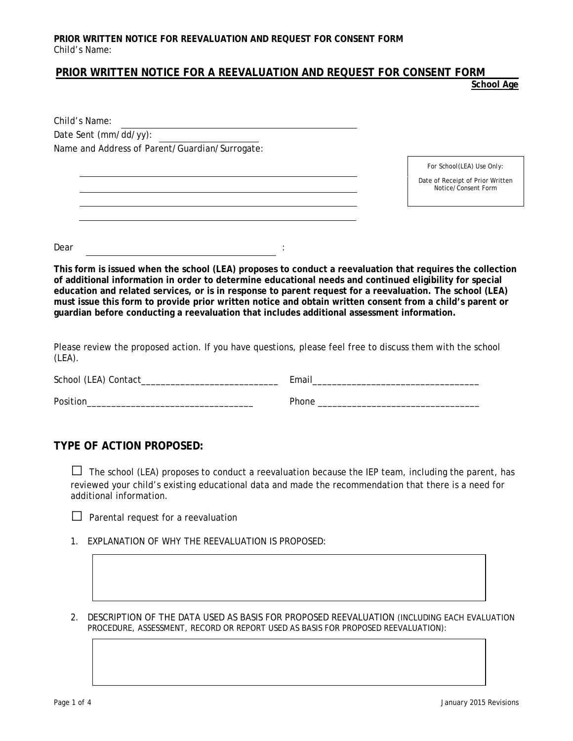# PRIOR WRITTEN NOTICE FOR A REEVALUATION AND REQUEST FOR CONSENT FORM

**School Age**

Child's Name: ____________________________________________

Date Sent (mm/dd/yy): ________________

Name and Address of Parent/Guardian/Surrogate:

____________________________________________

____________________________________________

____________________________________________

____________________________________________

| For School(LEA) Use Only: |
|---|
| Date of Receipt of Prior Written Notice/Consent Form |

Dear ______________________________:

**This form is issued when the school (LEA) proposes to conduct a reevaluation that requires the collection of additional information in order to determine educational needs and continued eligibility for special education and related services, or is in response to parent request for a reevaluation. The school (LEA) must issue this form to provide prior written notice and obtain written consent from a child's parent or guardian before conducting a reevaluation that includes additional assessment information.**

Please review the proposed action. If you have questions, please feel free to discuss them with the school (LEA).

School (LEA) Contact____________________________ Email__________________________________

Position__________________________________ Phone _________________________________

## TYPE OF ACTION PROPOSED:

☐ The school (LEA) proposes to conduct a reevaluation because the IEP team, including the parent, has reviewed your child's existing educational data and made the recommendation that there is a need for additional information.

☐ Parental request for a reevaluation

1. EXPLANATION OF WHY THE REEVALUATION IS PROPOSED:

2. DESCRIPTION OF THE DATA USED AS BASIS FOR PROPOSED REEVALUATION (INCLUDING EACH EVALUATION PROCEDURE, ASSESSMENT, RECORD OR REPORT USED AS BASIS FOR PROPOSED REEVALUATION):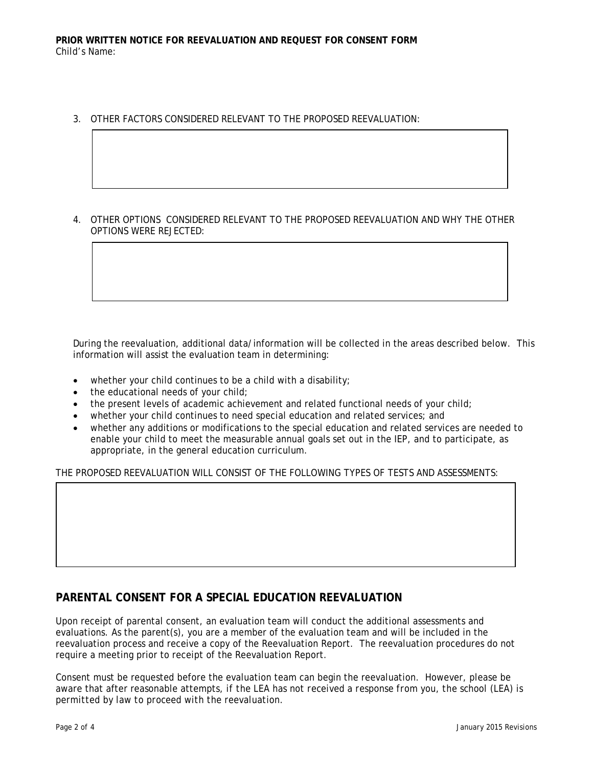**PRIOR WRITTEN NOTICE FOR REEVALUATION AND REQUEST FOR CONSENT FORM**
Child's Name:

3. OTHER FACTORS CONSIDERED RELEVANT TO THE PROPOSED REEVALUATION:

4. OTHER OPTIONS CONSIDERED RELEVANT TO THE PROPOSED REEVALUATION AND WHY THE OTHER OPTIONS WERE REJECTED:

During the reevaluation, additional data/information will be collected in the areas described below. This information will assist the evaluation team in determining:

- whether your child continues to be a child with a disability;
- the educational needs of your child;
- the present levels of academic achievement and related functional needs of your child;
- whether your child continues to need special education and related services; and
- whether any additions or modifications to the special education and related services are needed to enable your child to meet the measurable annual goals set out in the IEP, and to participate, as appropriate, in the general education curriculum.

THE PROPOSED REEVALUATION WILL CONSIST OF THE FOLLOWING TYPES OF TESTS AND ASSESSMENTS:

## PARENTAL CONSENT FOR A SPECIAL EDUCATION REEVALUATION

Upon receipt of parental consent, an evaluation team will conduct the additional assessments and evaluations. As the parent(s), you are a member of the evaluation team and will be included in the reevaluation process and receive a copy of the Reevaluation Report. The reevaluation procedures do not require a meeting prior to receipt of the Reevaluation Report.

Consent must be requested before the evaluation team can begin the reevaluation. However, please be aware that after reasonable attempts, if the LEA has not received a response from you, the school (LEA) is permitted by law to proceed with the reevaluation.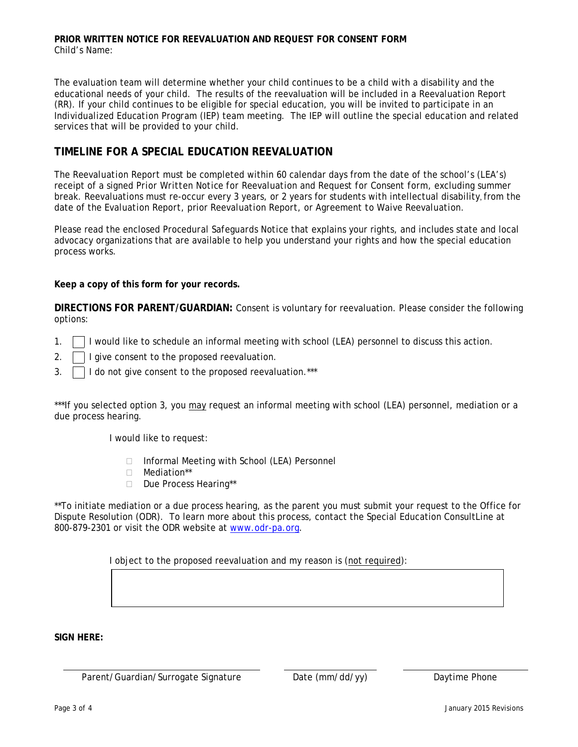**PRIOR WRITTEN NOTICE FOR REEVALUATION AND REQUEST FOR CONSENT FORM**

Child's Name:

The evaluation team will determine whether your child continues to be a child with a disability and the educational needs of your child. The results of the reevaluation will be included in a Reevaluation Report (RR). If your child continues to be eligible for special education, you will be invited to participate in an Individualized Education Program (IEP) team meeting. The IEP will outline the special education and related services that will be provided to your child.

## TIMELINE FOR A SPECIAL EDUCATION REEVALUATION

The *Reevaluation Report* must be completed within 60 calendar days from the date of the school's (LEA's) receipt of a signed *Prior Written Notice for Reevaluation and Request for Consent* form, excluding summer break. Reevaluations must re-occur every 3 years, or 2 years for students with intellectual disability, from the date of the *Evaluation Report*, prior *Reevaluation Report*, or *Agreement to Waive Reevaluation*.

Please read the enclosed *Procedural Safeguards Notice* that explains your rights, and includes state and local advocacy organizations that are available to help you understand your rights and how the special education process works.

**Keep a copy of this form for your records.**

**DIRECTIONS FOR PARENT/GUARDIAN:** Consent is voluntary for reevaluation. Please consider the following options:

1. ☐ I would like to schedule an informal meeting with school (LEA) personnel to discuss this action.
2. ☐ I give consent to the proposed reevaluation.
3. ☐ I do not give consent to the proposed reevaluation.***

***If you selected option 3, you may request an informal meeting with school (LEA) personnel, mediation or a due process hearing.

I would like to request:

- ☐ Informal Meeting with School (LEA) Personnel
- ☐ Mediation**
- ☐ Due Process Hearing**

**To initiate mediation or a due process hearing, as the parent you must submit your request to the Office for Dispute Resolution (ODR). To learn more about this process, contact the Special Education ConsultLine at 800-879-2301 or visit the ODR website at www.odr-pa.org.

I object to the proposed reevaluation and my reason is (not required):

**SIGN HERE:**

| Parent/Guardian/Surrogate Signature | Date (mm/dd/yy) | Daytime Phone |
|---|---|---|
| | | |

January 2015 Revisions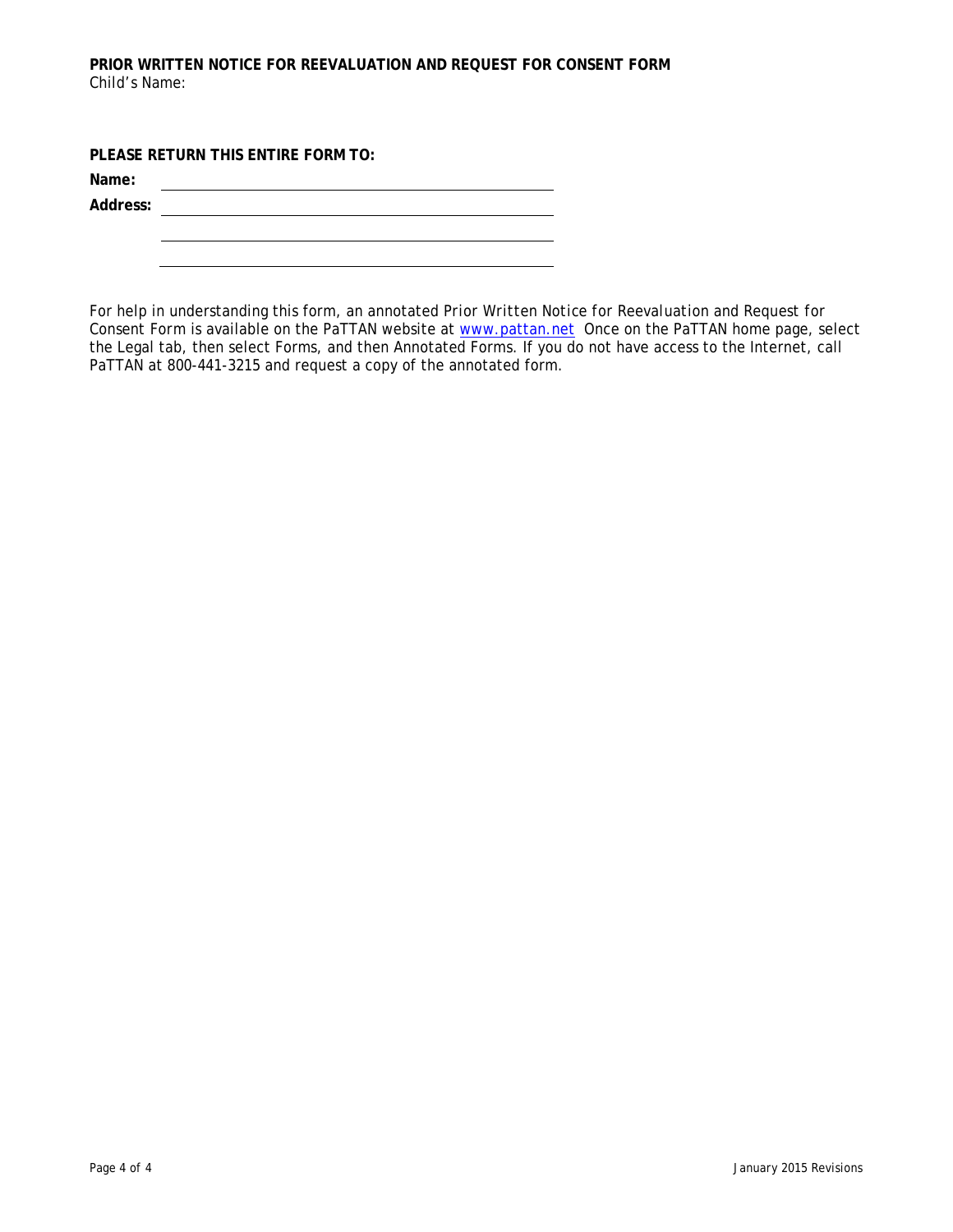**PRIOR WRITTEN NOTICE FOR REEVALUATION AND REQUEST FOR CONSENT FORM**

Child's Name:

**PLEASE RETURN THIS ENTIRE FORM TO:**

**Name:** ______________________________

**Address:** ______________________________

______________________________

______________________________

*For help in understanding this form, an annotated Prior Written Notice for Reevaluation and Request for Consent Form is available on the PaTTAN website at [www.pattan.net](http://www.pattan.net) Once on the PaTTAN home page, select the Legal tab, then select Forms, and then Annotated Forms. If you do not have access to the Internet, call PaTTAN at 800-441-3215 and request a copy of the annotated form.*

January 2015 Revisions